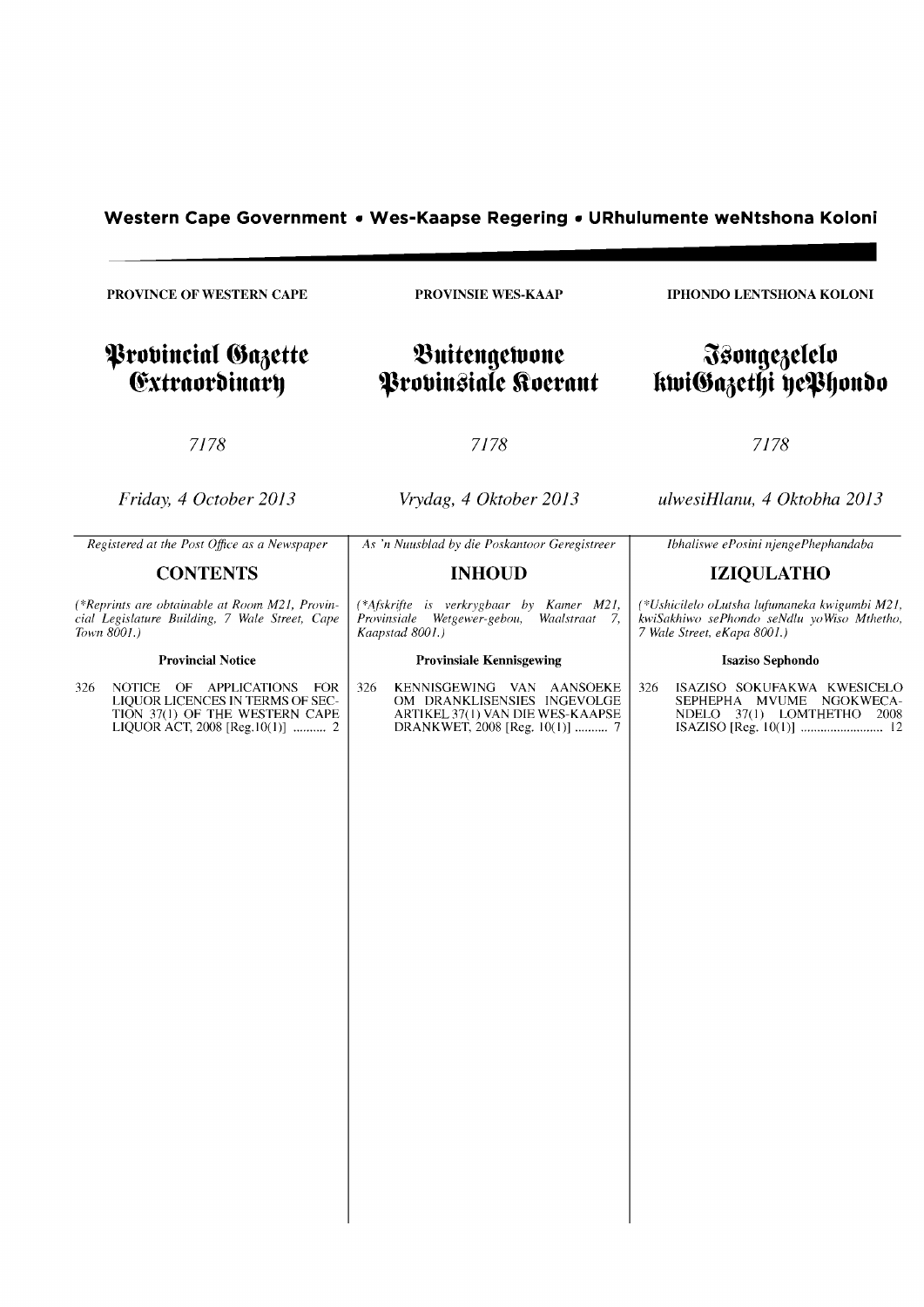**Western Cape Government • Wes-Kaapse Regering • URhulumente weNtshona Koloni**

PROVINCE OF WESTERN CAPE

# Provincial Gazette Extraordinary

*7178*

*Friday, 4 October 2013*

*Registered at the Post Office as a Newspaper*

## CONTENTS

*(\*Reprints are obtainable at Room M21, Provincial Legislature Building, 7 Wale Street, Cape Town 8001.)*

### Provincial Notice

326 NOTICE OF APPLICATIONS FOR LIQUOR LICENCES IN TERMS OF SECTION 37(1) OF THE WESTERN CAPE LIQUOR ACT, 2008 [Reg.10(1)] .......... 2

PROVINSIE WES-KAAP

# Buitengewone Provinsiale Koerant

*7178*

*Vrydag, 4 Oktober 2013*

*As 'n Nuusblad by die Poskantoor Geregistreer*

## INHOUD

*(\*Afskrifte is verkrygbaar by Kamer M21, Provinsiale Wetgewer-gebou, Waalstraat 7, Kaapstad 8001.)*

### Provinsiale Kennisgewing

326 KENNISGEWING VAN AANSOEKE OM DRANKLISENSIES INGEVOLGE ARTIKEL 37(1) VAN DIE WES-KAAPSE DRANKWET, 2008 [Reg. 10(1)] .......... 7

IPHONDO LENTSHONA KOLONI

# Isongezelelo kwiGazethi yePhondo

*7178*

*ulwesiHlanu, 4 Oktobha 2013*

*Ibhaliswe ePosini njengePhephandaba*

## IZIQULATHO

*(\*Ushicilelo oLutsha lufumaneka kwigumbi M21, kwiSakhiwo sePhondo seNdlu yoWiso Mthetho, 7 Wale Street, eKapa 8001.)*

### Isaziso Sephondo

326 ISAZISO SOKUFAKWA KWESICELO SEPHEPHA MVUME NGOKWECANDELO 37(1) LOMTHETHO 2008 ISAZISO [Reg. 10(1)] .......................... 12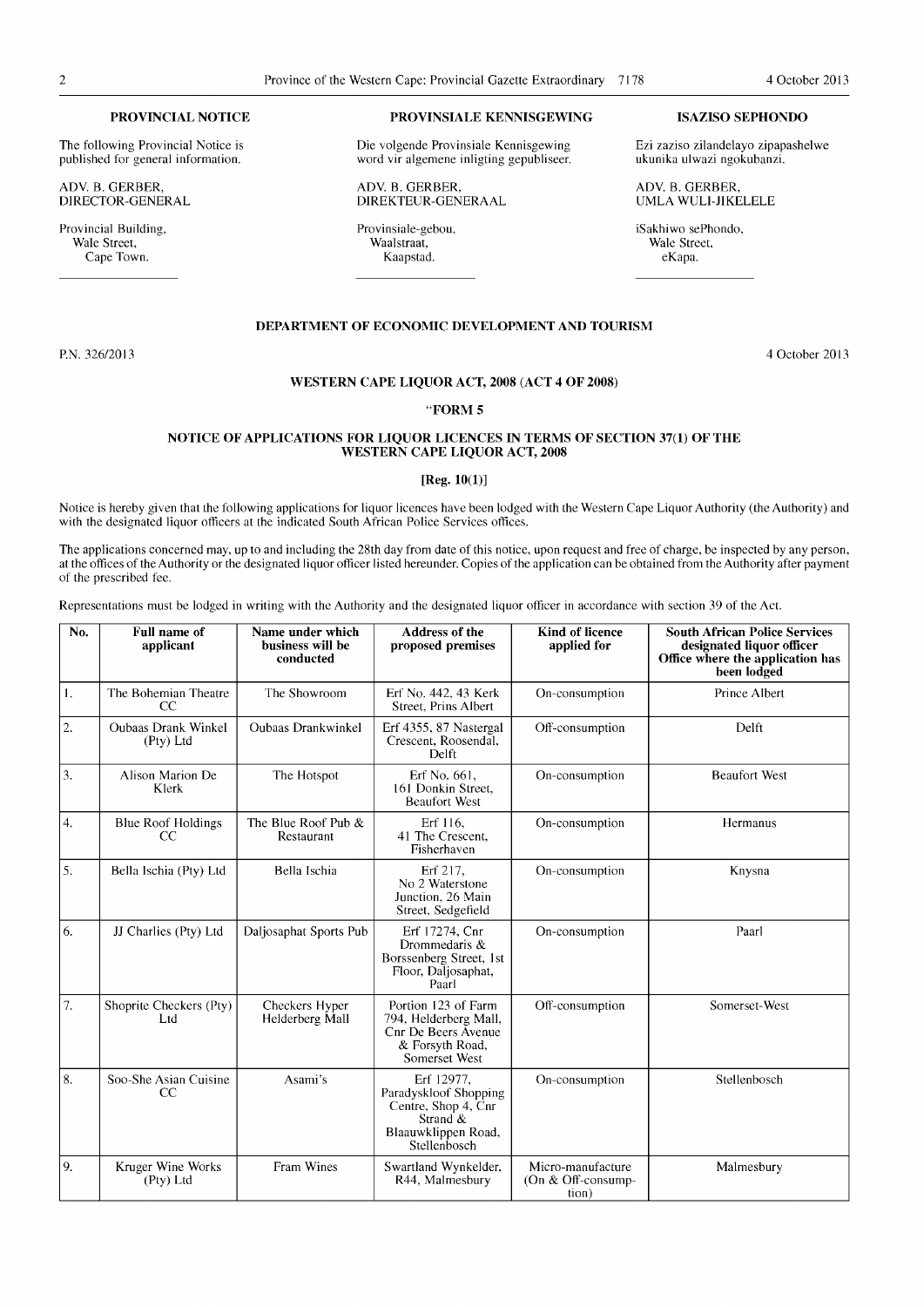**PROVINCIAL NOTICE**

The following Provincial Notice is published for general information.

ADV. B. GERBER,
DIRECTOR-GENERAL

Provincial Building,
Wale Street,
Cape Town.

**PROVINSIALE KENNISGEWING**

Die volgende Provinsiale Kennisgewing word vir algemene inligting gepubliseer.

ADV. B. GERBER,
DIREKTEUR-GENERAAL

Provinsiale-gebou,
Waalstraat,
Kaapstad.

**ISAZISO SEPHONDO**

Ezi zaziso zilandelayo zipapashelwe ukunika ulwazi ngokubanzi.

ADV. B. GERBER,
UMLA WULI-JIKELELE

iSakhiwo sePhondo,
Wale Street,
eKapa.

## DEPARTMENT OF ECONOMIC DEVELOPMENT AND TOURISM

P.N. 326/2013

4 October 2013

### WESTERN CAPE LIQUOR ACT, 2008 (ACT 4 OF 2008)

**"FORM 5**

### NOTICE OF APPLICATIONS FOR LIQUOR LICENCES IN TERMS OF SECTION 37(1) OF THE WESTERN CAPE LIQUOR ACT, 2008

**[Reg. 10(1)]**

Notice is hereby given that the following applications for liquor licences have been lodged with the Western Cape Liquor Authority (the Authority) and with the designated liquor officers at the indicated South African Police Services offices.

The applications concerned may, up to and including the 28th day from date of this notice, upon request and free of charge, be inspected by any person, at the offices of the Authority or the designated liquor officer listed hereunder. Copies of the application can be obtained from the Authority after payment of the prescribed fee.

Representations must be lodged in writing with the Authority and the designated liquor officer in accordance with section 39 of the Act.

| No. | Full name of applicant | Name under which business will be conducted | Address of the proposed premises | Kind of licence applied for | South African Police Services designated liquor officer Office where the application has been lodged |
|---|---|---|---|---|---|
| 1. | The Bohemian Theatre CC | The Showroom | Erf No. 442, 43 Kerk Street, Prins Albert | On-consumption | Prince Albert |
| 2. | Oubaas Drank Winkel (Pty) Ltd | Oubaas Drankwinkel | Erf 4355, 87 Nastergal Crescent, Roosendal, Delft | Off-consumption | Delft |
| 3. | Alison Marion De Klerk | The Hotspot | Erf No. 661, 161 Donkin Street, Beaufort West | On-consumption | Beaufort West |
| 4. | Blue Roof Holdings CC | The Blue Roof Pub & Restaurant | Erf 116, 41 The Crescent, Fisherhaven | On-consumption | Hermanus |
| 5. | Bella Ischia (Pty) Ltd | Bella Ischia | Erf 217, No 2 Waterstone Junction, 26 Main Street, Sedgefield | On-consumption | Knysna |
| 6. | JJ Charlies (Pty) Ltd | Daljosaphat Sports Pub | Erf 17274, Cnr Drommedaris & Borssenberg Street, 1st Floor, Daljosaphat, Paarl | On-consumption | Paarl |
| 7. | Shoprite Checkers (Pty) Ltd | Checkers Hyper Helderberg Mall | Portion 123 of Farm 794, Helderberg Mall, Cnr De Beers Avenue & Forsyth Road, Somerset West | Off-consumption | Somerset-West |
| 8. | Soo-She Asian Cuisine CC | Asami's | Erf 12977, Paradyskloof Shopping Centre, Shop 4, Cnr Strand & Blaauwklippen Road, Stellenbosch | On-consumption | Stellenbosch |
| 9. | Kruger Wine Works (Pty) Ltd | Fram Wines | Swartland Wynkelder, R44, Malmesbury | Micro-manufacture (On & Off-consumption) | Malmesbury |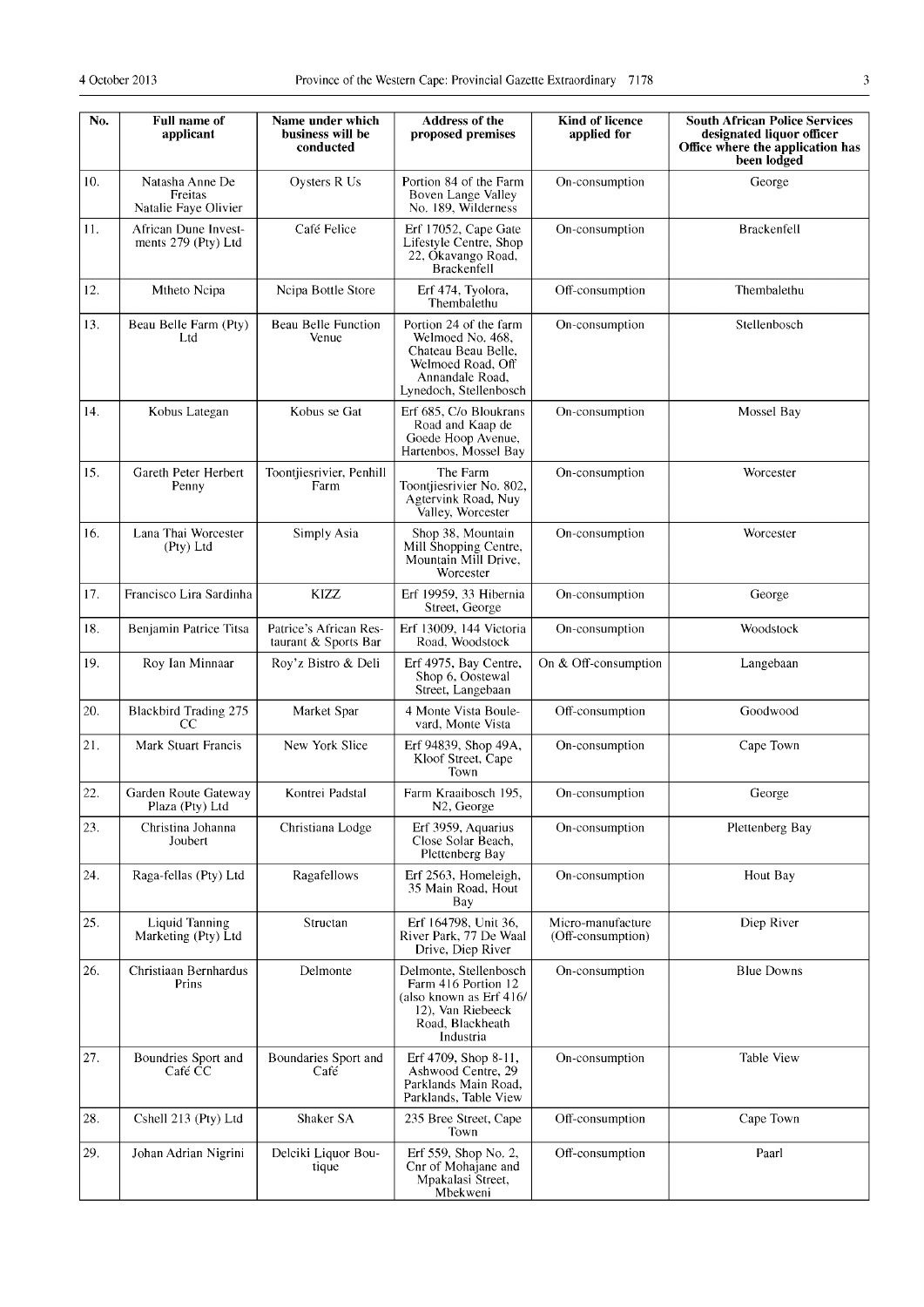| No. | Full name of applicant | Name under which business will be conducted | Address of the proposed premises | Kind of licence applied for | South African Police Services designated liquor officer Office where the application has been lodged |
|---|---|---|---|---|---|
| 10. | Natasha Anne De Freitas Natalie Faye Olivier | Oysters R Us | Portion 84 of the Farm Boven Lange Valley No. 189, Wilderness | On-consumption | George |
| 11. | African Dune Investments 279 (Pty) Ltd | Café Felice | Erf 17052, Cape Gate Lifestyle Centre, Shop 22, Okavango Road, Brackenfell | On-consumption | Brackenfell |
| 12. | Mtheto Ncipa | Ncipa Bottle Store | Erf 474, Tyolora, Thembalethu | Off-consumption | Thembalethu |
| 13. | Beau Belle Farm (Pty) Ltd | Beau Belle Function Venue | Portion 24 of the farm Welmoed No. 468, Chateau Beau Belle, Welmoed Road, Off Annandale Road, Lynedoch, Stellenbosch | On-consumption | Stellenbosch |
| 14. | Kobus Lategan | Kobus se Gat | Erf 685, C/o Bloukrans Road and Kaap de Goede Hoop Avenue, Hartenbos, Mossel Bay | On-consumption | Mossel Bay |
| 15. | Gareth Peter Herbert Penny | Toontjiesrivier, Penhill Farm | The Farm Toontjiesrivier No. 802, Agtervink Road, Nuy Valley, Worcester | On-consumption | Worcester |
| 16. | Lana Thai Worcester (Pty) Ltd | Simply Asia | Shop 38, Mountain Mill Shopping Centre, Mountain Mill Drive, Worcester | On-consumption | Worcester |
| 17. | Francisco Lira Sardinha | KIZZ | Erf 19959, 33 Hibernia Street, George | On-consumption | George |
| 18. | Benjamin Patrice Titsa | Patrice's African Restaurant & Sports Bar | Erf 13009, 144 Victoria Road, Woodstock | On-consumption | Woodstock |
| 19. | Roy Ian Minnaar | Roy'z Bistro & Deli | Erf 4975, Bay Centre, Shop 6, Oostewal Street, Langebaan | On & Off-consumption | Langebaan |
| 20. | Blackbird Trading 275 CC | Market Spar | 4 Monte Vista Boulevard, Monte Vista | Off-consumption | Goodwood |
| 21. | Mark Stuart Francis | New York Slice | Erf 94839, Shop 49A, Kloof Street, Cape Town | On-consumption | Cape Town |
| 22. | Garden Route Gateway Plaza (Pty) Ltd | Kontrei Padstal | Farm Kraaibosch 195, N2, George | On-consumption | George |
| 23. | Christina Johanna Joubert | Christiana Lodge | Erf 3959, Aquarius Close Solar Beach, Plettenberg Bay | On-consumption | Plettenberg Bay |
| 24. | Raga-fellas (Pty) Ltd | Ragafellows | Erf 2563, Homeleigh, 35 Main Road, Hout Bay | On-consumption | Hout Bay |
| 25. | Liquid Tanning Marketing (Pty) Ltd | Structan | Erf 164798, Unit 36, River Park, 77 De Waal Drive, Diep River | Micro-manufacture (Off-consumption) | Diep River |
| 26. | Christiaan Bernhardus Prins | Delmonte | Delmonte, Stellenbosch Farm 416 Portion 12 (also known as Erf 416/12), Van Riebeeck Road, Blackheath Industria | On-consumption | Blue Downs |
| 27. | Boundries Sport and Café CC | Boundaries Sport and Café | Erf 4709, Shop 8-11, Ashwood Centre, 29 Parklands Main Road, Parklands, Table View | On-consumption | Table View |
| 28. | Cshell 213 (Pty) Ltd | Shaker SA | 235 Bree Street, Cape Town | Off-consumption | Cape Town |
| 29. | Johan Adrian Nigrini | Delciki Liquor Boutique | Erf 559, Shop No. 2, Cnr of Mohajane and Mpakalasi Street, Mbekweni | Off-consumption | Paarl |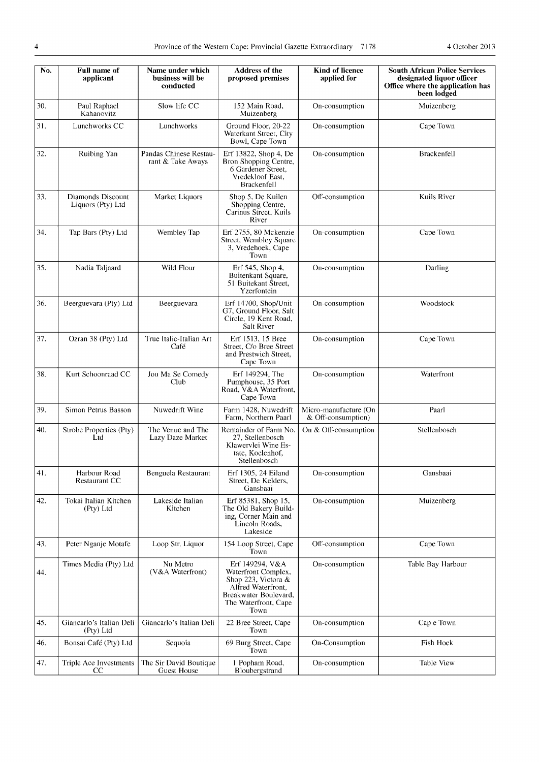| No. | Full name of applicant | Name under which business will be conducted | Address of the proposed premises | Kind of licence applied for | South African Police Services designated liquor officer Office where the application has been lodged |
|---|---|---|---|---|---|
| 30. | Paul Raphael Kahanovitz | Slow life CC | 152 Main Road, Muizenberg | On-consumption | Muizenberg |
| 31. | Lunchworks CC | Lunchworks | Ground Floor, 20-22 Waterkant Street, City Bowl, Cape Town | On-consumption | Cape Town |
| 32. | Ruibing Yan | Pandas Chinese Restaurant & Take Aways | Erf 13822, Shop 4, De Bron Shopping Centre, 6 Gardener Street, Vredekloof East, Brackenfell | On-consumption | Brackenfell |
| 33. | Diamonds Discount Liquors (Pty) Ltd | Market Liquors | Shop 5, De Kuilen Shopping Centre, Carinus Street, Kuils River | Off-consumption | Kuils River |
| 34. | Tap Bars (Pty) Ltd | Wembley Tap | Erf 2755, 80 Mckenzie Street, Wembley Square 3, Vredehoek, Cape Town | On-consumption | Cape Town |
| 35. | Nadia Taljaard | Wild Flour | Erf 545, Shop 4, Buitenkant Square, 51 Buitekant Street, Yzerfontein | On-consumption | Darling |
| 36. | Beerguevara (Pty) Ltd | Beerguevara | Erf 14700, Shop/Unit G7, Ground Floor, Salt Circle, 19 Kent Road, Salt River | On-consumption | Woodstock |
| 37. | Ozran 38 (Pty) Ltd | True Italic-Italian Art Café | Erf 1513, 15 Bree Street, C/o Bree Street and Prestwich Street, Cape Town | On-consumption | Cape Town |
| 38. | Kurt Schoonraad CC | Jou Ma Se Comedy Club | Erf 149294, The Pumphouse, 35 Port Road, V&A Waterfront, Cape Town | On-consumption | Waterfront |
| 39. | Simon Petrus Basson | Nuwedrift Wine | Farm 1428, Nuwedrift Farm, Northern Paarl | Micro-manufacture (On & Off-consumption) | Paarl |
| 40. | Strobe Properties (Pty) Ltd | The Venue and The Lazy Daze Market | Remainder of Farm No. 27, Stellenbosch Klawervlei Wine Estate, Koelenhof, Stellenbosch | On & Off-consumption | Stellenbosch |
| 41. | Harbour Road Restaurant CC | Benguela Restaurant | Erf 1305, 24 Eiland Street, De Kelders, Gansbaai | On-consumption | Gansbaai |
| 42. | Tokai Italian Kitchen (Pty) Ltd | Lakeside Italian Kitchen | Erf 85381, Shop 15, The Old Bakery Building, Corner Main and Lincoln Roads, Lakeside | On-consumption | Muizenberg |
| 43. | Peter Nganje Motafe | Loop Str. Liquor | 154 Loop Street, Cape Town | Off-consumption | Cape Town |
| 44. | Times Media (Pty) Ltd | Nu Metro (V&A Waterfront) | Erf 149294, V&A Waterfront Complex, Shop 223, Victora & Alfred Waterfront, Breakwater Boulevard, The Waterfront, Cape Town | On-consumption | Table Bay Harbour |
| 45. | Giancarlo's Italian Deli (Pty) Ltd | Giancarlo's Italian Deli | 22 Bree Street, Cape Town | On-consumption | Cap e Town |
| 46. | Bonsai Café (Pty) Ltd | Sequoia | 69 Burg Street, Cape Town | On-Consumption | Fish Hoek |
| 47. | Triple Ace Investments CC | The Sir David Boutique Guest House | 1 Popham Road, Bloubergstrand | On-consumption | Table View |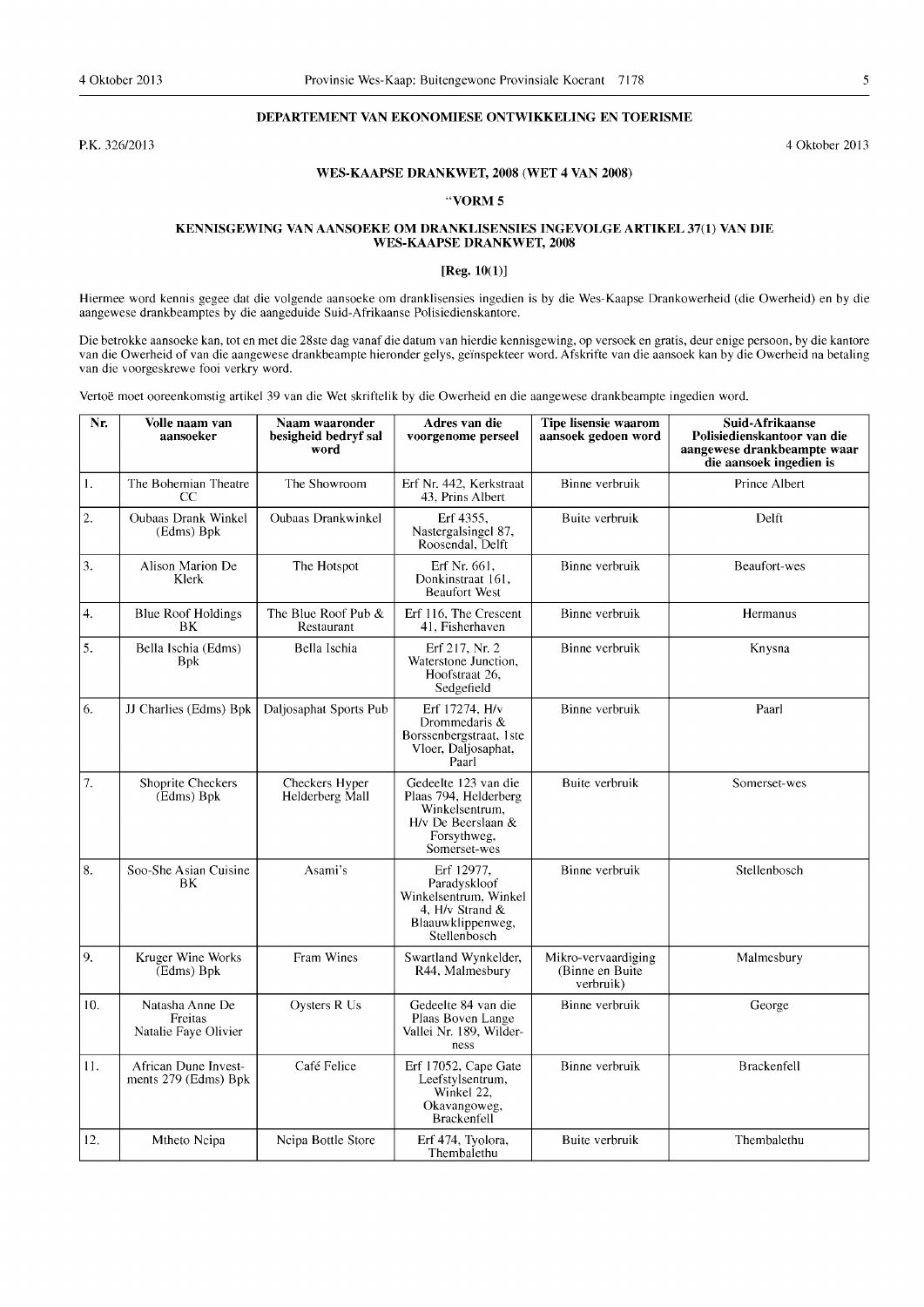## DEPARTEMENT VAN EKONOMIESE ONTWIKKELING EN TOERISME

P.K. 326/2013

4 Oktober 2013

### WES-KAAPSE DRANKWET, 2008 (WET 4 VAN 2008)

### "VORM 5

### KENNISGEWING VAN AANSOEKE OM DRANKLISENSIES INGEVOLGE ARTIKEL 37(1) VAN DIE WES-KAAPSE DRANKWET, 2008

**[Reg. 10(1)]**

Hiermee word kennis gegee dat die volgende aansoeke om dranklisensies ingedien is by die Wes-Kaapse Drankowerheid (die Owerheid) en by die aangewese drankbeamptes by die aangeduide Suid-Afrikaanse Polisiedienskantore.

Die betrokke aansoeke kan, tot en met die 28ste dag vanaf die datum van hierdie kennisgewing, op versoek en gratis, deur enige persoon, by die kantore van die Owerheid of van die aangewese drankbeampte hieronder gelys, geïnspekteer word. Afskrifte van die aansoek kan by die Owerheid na betaling van die voorgeskrewe fooi verkry word.

Vertoë moet ooreenkomstig artikel 39 van die Wet skriftelik by die Owerheid en die aangewese drankbeampte ingedien word.

| Nr. | Volle naam van aansoeker | Naam waaronder besigheid bedryf sal word | Adres van die voorgenome perseel | Tipe lisensie waarom aansoek gedoen word | Suid-Afrikaanse Polisiedienskantoor van die aangewese drankbeampte waar die aansoek ingedien is |
|---|---|---|---|---|---|
| 1. | The Bohemian Theatre CC | The Showroom | Erf Nr. 442, Kerkstraat 43, Prins Albert | Binne verbruik | Prince Albert |
| 2. | Oubaas Drank Winkel (Edms) Bpk | Oubaas Drankwinkel | Erf 4355, Nastergalsingel 87, Roosendal, Delft | Buite verbruik | Delft |
| 3. | Alison Marion De Klerk | The Hotspot | Erf Nr. 661, Donkinstraat 161, Beaufort West | Binne verbruik | Beaufort-wes |
| 4. | Blue Roof Holdings BK | The Blue Roof Pub & Restaurant | Erf 116, The Crescent 41, Fisherhaven | Binne verbruik | Hermanus |
| 5. | Bella Ischia (Edms) Bpk | Bella Ischia | Erf 217, Nr. 2 Waterstone Junction, Hoofstraat 26, Sedgefield | Binne verbruik | Knysna |
| 6. | JJ Charlies (Edms) Bpk | Daljosaphat Sports Pub | Erf 17274, H/v Drommedaris & Borssenbergstraat, 1ste Vloer, Daljosaphat, Paarl | Binne verbruik | Paarl |
| 7. | Shoprite Checkers (Edms) Bpk | Checkers Hyper Helderberg Mall | Gedeelte 123 van die Plaas 794, Helderberg Winkelsentrum, H/v De Beerslaan & Forsythweg, Somerset-wes | Buite verbruik | Somerset-wes |
| 8. | Soo-She Asian Cuisine BK | Asami's | Erf 12977, Paradyskloof Winkelsentrum, Winkel 4, H/v Strand & Blaauwklippenweg, Stellenbosch | Binne verbruik | Stellenbosch |
| 9. | Kruger Wine Works (Edms) Bpk | Fram Wines | Swartland Wynkelder, R44, Malmesbury | Mikro-vervaardiging (Binne en Buite verbruik) | Malmesbury |
| 10. | Natasha Anne De Freitas Natalie Faye Olivier | Oysters R Us | Gedeelte 84 van die Plaas Boven Lange Vallei Nr. 189, Wilderness | Binne verbruik | George |
| 11. | African Dune Investments 279 (Edms) Bpk | Café Felice | Erf 17052, Cape Gate Leefstylsentrum, Winkel 22, Okavangoweg, Brackenfell | Binne verbruik | Brackenfell |
| 12. | Mtheto Ncipa | Ncipa Bottle Store | Erf 474, Tyolora, Thembalethu | Buite verbruik | Thembalethu |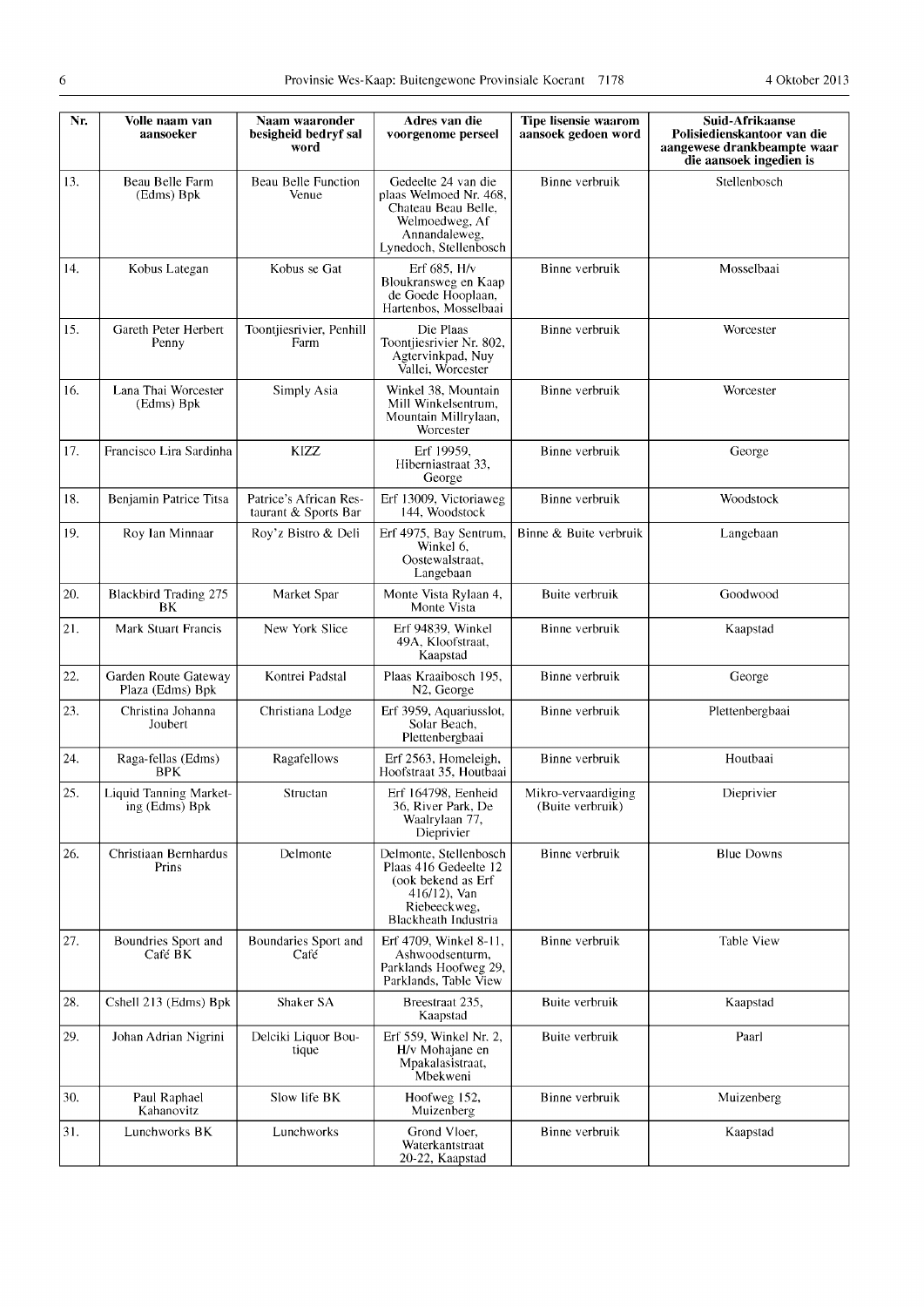| Nr. | Volle naam van aansoeker | Naam waaronder besigheid bedryf sal word | Adres van die voorgenome perseel | Tipe lisensie waarom aansoek gedoen word | Suid-Afrikaanse Polisiedienskantoor van die aangewese drankbeampte waar die aansoek ingedien is |
|---|---|---|---|---|---|
| 13. | Beau Belle Farm (Edms) Bpk | Beau Belle Function Venue | Gedeelte 24 van die plaas Welmoed Nr. 468, Chateau Beau Belle, Welmoedweg, Af Annandaleweg, Lynedoch, Stellenbosch | Binne verbruik | Stellenbosch |
| 14. | Kobus Lategan | Kobus se Gat | Erf 685, H/v Bloukransweg en Kaap de Goede Hooplaan, Hartenbos, Mosselbaai | Binne verbruik | Mosselbaai |
| 15. | Gareth Peter Herbert Penny | Toontjiesrivier, Penhill Farm | Die Plaas Toontjiesrivier Nr. 802, Agtervinkpad, Nuy Vallei, Worcester | Binne verbruik | Worcester |
| 16. | Lana Thai Worcester (Edms) Bpk | Simply Asia | Winkel 38, Mountain Mill Winkelsentrum, Mountain Millrylaan, Worcester | Binne verbruik | Worcester |
| 17. | Francisco Lira Sardinha | KIZZ | Erf 19959, Hiberniastraat 33, George | Binne verbruik | George |
| 18. | Benjamin Patrice Titsa | Patrice's African Restaurant & Sports Bar | Erf 13009, Victoriaweg 144, Woodstock | Binne verbruik | Woodstock |
| 19. | Roy Ian Minnaar | Roy'z Bistro & Deli | Erf 4975, Bay Sentrum, Winkel 6, Oostewalstraat, Langebaan | Binne & Buite verbruik | Langebaan |
| 20. | Blackbird Trading 275 BK | Market Spar | Monte Vista Rylaan 4, Monte Vista | Buite verbruik | Goodwood |
| 21. | Mark Stuart Francis | New York Slice | Erf 94839, Winkel 49A, Kloofstraat, Kaapstad | Binne verbruik | Kaapstad |
| 22. | Garden Route Gateway Plaza (Edms) Bpk | Kontrei Padstal | Plaas Kraaibosch 195, N2, George | Binne verbruik | George |
| 23. | Christina Johanna Joubert | Christiana Lodge | Erf 3959, Aquariusslot, Solar Beach, Plettenbergbaai | Binne verbruik | Plettenbergbaai |
| 24. | Raga-fellas (Edms) BPK | Ragafellows | Erf 2563, Homeleigh, Hoofstraat 35, Houtbaai | Binne verbruik | Houtbaai |
| 25. | Liquid Tanning Marketing (Edms) Bpk | Structan | Erf 164798, Eenheid 36, River Park, De Waalrylaan 77, Dieprivier | Mikro-vervaardiging (Buite verbruik) | Dieprivier |
| 26. | Christiaan Bernhardus Prins | Delmonte | Delmonte, Stellenbosch Plaas 416 Gedeelte 12 (ook bekend as Erf 416/12), Van Riebeeckweg, Blackheath Industria | Binne verbruik | Blue Downs |
| 27. | Boundries Sport and Café BK | Boundaries Sport and Café | Erf 4709, Winkel 8-11, Ashwoodsenturm, Parklands Hoofweg 29, Parklands, Table View | Binne verbruik | Table View |
| 28. | Cshell 213 (Edms) Bpk | Shaker SA | Breestraat 235, Kaapstad | Buite verbruik | Kaapstad |
| 29. | Johan Adrian Nigrini | Delciki Liquor Boutique | Erf 559, Winkel Nr. 2, H/v Mohajane en Mpakalasistraat, Mbekweni | Buite verbruik | Paarl |
| 30. | Paul Raphael Kahanovitz | Slow life BK | Hoofweg 152, Muizenberg | Binne verbruik | Muizenberg |
| 31. | Lunchworks BK | Lunchworks | Grond Vloer, Waterkantstraat 20-22, Kaapstad | Binne verbruik | Kaapstad |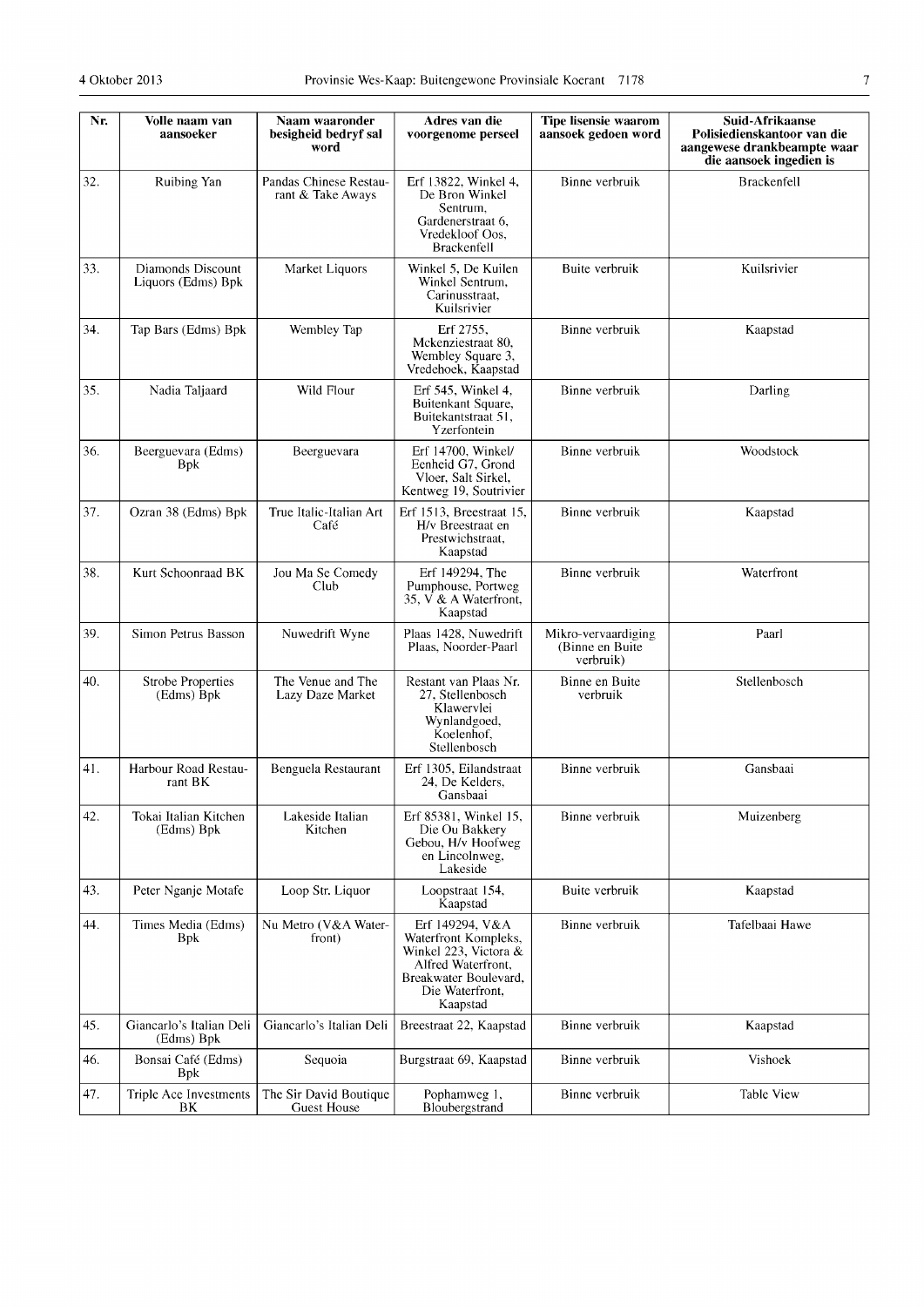| Nr. | Volle naam van aansoeker | Naam waaronder besigheid bedryf sal word | Adres van die voorgenome perseel | Tipe lisensie waarom aansoek gedoen word | Suid-Afrikaanse Polisiedienskantoor van die aangewese drankbeampte waar die aansoek ingedien is |
|---|---|---|---|---|---|
| 32. | Ruibing Yan | Pandas Chinese Restaurant & Take Aways | Erf 13822, Winkel 4, De Bron Winkel Sentrum, Gardenerstraat 6, Vredekloof Oos, Brackenfell | Binne verbruik | Brackenfell |
| 33. | Diamonds Discount Liquors (Edms) Bpk | Market Liquors | Winkel 5, De Kuilen Winkel Sentrum, Carinusstraat, Kuilsrivier | Buite verbruik | Kuilsrivier |
| 34. | Tap Bars (Edms) Bpk | Wembley Tap | Erf 2755, Mckenziestraat 80, Wembley Square 3, Vredehoek, Kaapstad | Binne verbruik | Kaapstad |
| 35. | Nadia Taljaard | Wild Flour | Erf 545, Winkel 4, Buitenkant Square, Buitekantstraat 51, Yzerfontein | Binne verbruik | Darling |
| 36. | Beerguevara (Edms) Bpk | Beerguevara | Erf 14700, Winkel/ Eenheid G7, Grond Vloer, Salt Sirkel, Kentweg 19, Soutrivier | Binne verbruik | Woodstock |
| 37. | Ozran 38 (Edms) Bpk | True Italic-Italian Art Café | Erf 1513, Breestraat 15, H/v Breestraat en Prestwichstraat, Kaapstad | Binne verbruik | Kaapstad |
| 38. | Kurt Schoonraad BK | Jou Ma Se Comedy Club | Erf 149294, The Pumphouse, Portweg 35, V & A Waterfront, Kaapstad | Binne verbruik | Waterfront |
| 39. | Simon Petrus Basson | Nuwedrift Wyne | Plaas 1428, Nuwedrift Plaas, Noorder-Paarl | Mikro-vervaardiging (Binne en Buite verbruik) | Paarl |
| 40. | Strobe Properties (Edms) Bpk | The Venue and The Lazy Daze Market | Restant van Plaas Nr. 27, Stellenbosch Klawervlei Wynlandgoed, Koelenhof, Stellenbosch | Binne en Buite verbruik | Stellenbosch |
| 41. | Harbour Road Restaurant BK | Benguela Restaurant | Erf 1305, Eilandstraat 24, De Kelders, Gansbaai | Binne verbruik | Gansbaai |
| 42. | Tokai Italian Kitchen (Edms) Bpk | Lakeside Italian Kitchen | Erf 85381, Winkel 15, Die Ou Bakkery Gebou, H/v Hoofweg en Lincolnweg, Lakeside | Binne verbruik | Muizenberg |
| 43. | Peter Nganje Motafe | Loop Str. Liquor | Loopstraat 154, Kaapstad | Buite verbruik | Kaapstad |
| 44. | Times Media (Edms) Bpk | Nu Metro (V&A Waterfront) | Erf 149294, V&A Waterfront Kompleks, Winkel 223, Victora & Alfred Waterfront, Breakwater Boulevard, Die Waterfront, Kaapstad | Binne verbruik | Tafelbaai Hawe |
| 45. | Giancarlo's Italian Deli (Edms) Bpk | Giancarlo's Italian Deli | Breestraat 22, Kaapstad | Binne verbruik | Kaapstad |
| 46. | Bonsai Café (Edms) Bpk | Sequoia | Burgstraat 69, Kaapstad | Binne verbruik | Vishoek |
| 47. | Triple Ace Investments BK | The Sir David Boutique Guest House | Pophamweg 1, Bloubergstrand | Binne verbruik | Table View |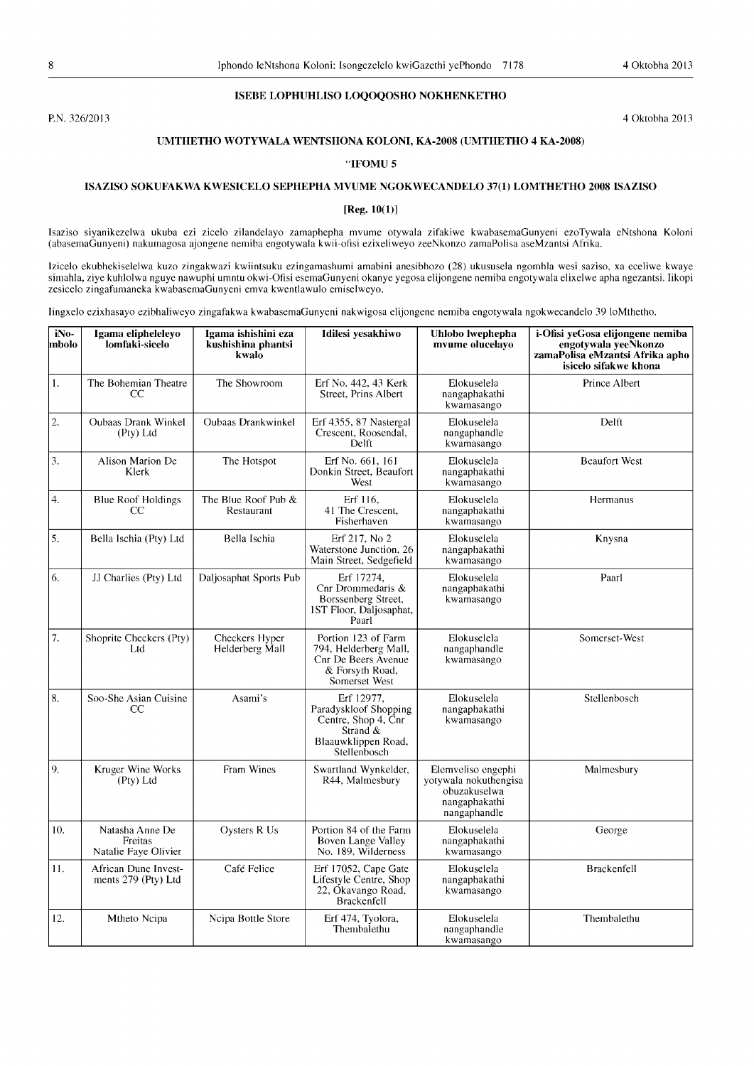## ISEBE LOPHUHLISO LOQOQOSHO NOKHENKETHO

P.N. 326/2013

4 Oktobha 2013

### UMTHETHO WOTYWALA WENTSHONA KOLONI, KA-2008 (UMTHETHO 4 KA-2008)

**"IFOMU 5**

### ISAZISO SOKUFAKWA KWESICELO SEPHEPHA MVUME NGOKWECANDELO 37(1) LOMTHETHO 2008 ISAZISO

**[Reg. 10(1)]**

Isaziso siyanikezelwa ukuba ezi zicelo zilandelayo zamaphepha mvume otywala zifakiwe kwabasemaGunyeni ezoTywala eNtshona Koloni (abasemaGunyeni) nakumagosa ajongene nemiba engotywala kwii-ofisi ezixeliweyo zeeNkonzo zamaPolisa aseMzantsi Afrika.

Izicelo ekubhekiselelwa kuzo zingakwazi kwiintsuku ezingamashumi amabini anesibhozo (28) ukususela ngomhla wesi saziso, xa eceliwe kwaye simahla, ziye kuhlolwa nguye nawuphi umntu okwi-Ofisi esemaGunyeni okanye yegosa elijongene nemiba engotywala elixelwe apha ngezantsi. Iikopi zesicelo zingafumaneka kwabasemaGunyeni emva kwentlawulo emiselweyo.

Iingxelo ezixhasayo ezibhaliweyo zingafakwa kwabasemaGunyeni nakwigosa elijongene nemiba engotywala ngokwecandelo 39 loMthetho.

| iNombolo | Igama elipheleleyo lomfaki-sicelo | Igama ishishini eza kushishina phantsi kwalo | Idilesi yesakhiwo | Uhlobo lwephepha mvume olucelayo | i-Ofisi yeGosa elijongene nemiba engotywala yeeNkonzo zamaPolisa eMzantsi Afrika apho isicelo sifakwe khona |
|---|---|---|---|---|---|
| 1. | The Bohemian Theatre CC | The Showroom | Erf No. 442, 43 Kerk Street, Prins Albert | Elokuselela nangaphakathi kwamasango | Prince Albert |
| 2. | Oubaas Drank Winkel (Pty) Ltd | Oubaas Drankwinkel | Erf 4355, 87 Nastergal Crescent, Roosendal, Delft | Elokuselela nangaphandle kwamasango | Delft |
| 3. | Alison Marion De Klerk | The Hotspot | Erf No. 661, 161 Donkin Street, Beaufort West | Elokuselela nangaphakathi kwamasango | Beaufort West |
| 4. | Blue Roof Holdings CC | The Blue Roof Pub & Restaurant | Erf 116, 41 The Crescent, Fisherhaven | Elokuselela nangaphakathi kwamasango | Hermanus |
| 5. | Bella Ischia (Pty) Ltd | Bella Ischia | Erf 217, No 2 Waterstone Junction, 26 Main Street, Sedgefield | Elokuselela nangaphakathi kwamasango | Knysna |
| 6. | JJ Charlies (Pty) Ltd | Daljosaphat Sports Pub | Erf 17274, Cnr Drommedaris & Borssenberg Street, 1ST Floor, Daljosaphat, Paarl | Elokuselela nangaphakathi kwamasango | Paarl |
| 7. | Shoprite Checkers (Pty) Ltd | Checkers Hyper Helderberg Mall | Portion 123 of Farm 794, Helderberg Mall, Cnr De Beers Avenue & Forsyth Road, Somerset West | Elokuselela nangaphandle kwamasango | Somerset-West |
| 8. | Soo-She Asian Cuisine CC | Asami's | Erf 12977, Paradyskloof Shopping Centre, Shop 4, Cnr Strand & Blaauwklippen Road, Stellenbosch | Elokuselela nangaphakathi kwamasango | Stellenbosch |
| 9. | Kruger Wine Works (Pty) Ltd | Fram Wines | Swartland Wynkelder, R44, Malmesbury | Elemveliso engephi yotywala nokuthengisa obuzakuselwa nangaphakathi nangaphandle | Malmesbury |
| 10. | Natasha Anne De Freitas Natalie Faye Olivier | Oysters R Us | Portion 84 of the Farm Boven Lange Valley No. 189, Wilderness | Elokuselela nangaphakathi kwamasango | George |
| 11. | African Dune Investments 279 (Pty) Ltd | Café Felice | Erf 17052, Cape Gate Lifestyle Centre, Shop 22, Okavango Road, Brackenfell | Elokuselela nangaphakathi kwamasango | Brackenfell |
| 12. | Mtheto Ncipa | Ncipa Bottle Store | Erf 474, Tyolora, Thembalethu | Elokuselela nangaphandle kwamasango | Thembalethu |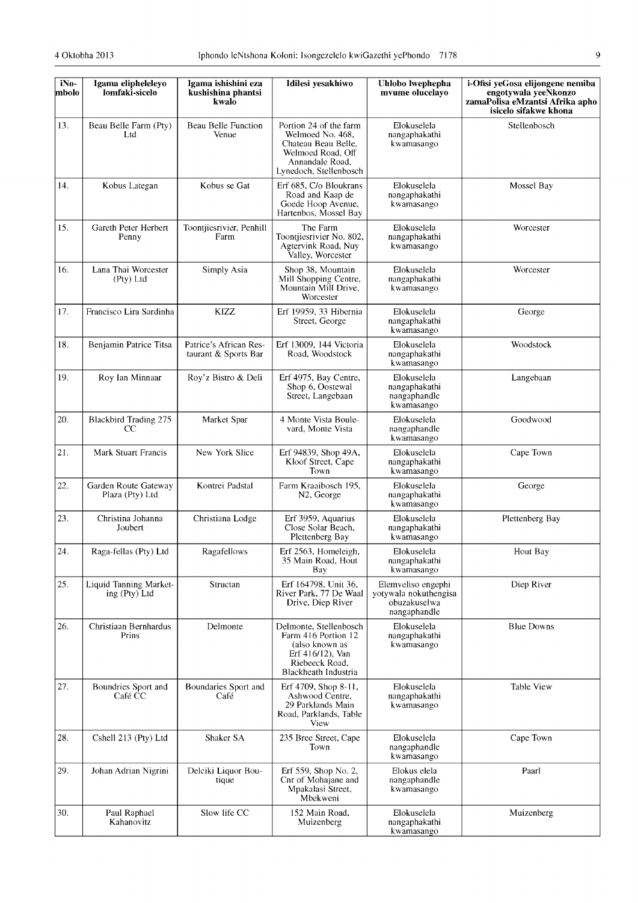| iNombolo | Igama elipheleleyo lomfaki-sicelo | Igama ishishini eza kushishina phantsi kwalo | Idilesi yesakhiwo | Uhlobo lwephepha mvume olucelayo | i-Ofisi yeGosa elijongene nemiba engotywala yeeNkonzo zamaPolisa eMzantsi Afrika apho isicelo sifakwe khona |
|---|---|---|---|---|---|
| 13. | Beau Belle Farm (Pty) Ltd | Beau Belle Function Venue | Portion 24 of the farm Welmoed No. 468, Chateau Beau Belle, Welmoed Road, Off Annandale Road, Lynedoch, Stellenbosch | Elokuselela nangaphakathi kwamasango | Stellenbosch |
| 14. | Kobus Lategan | Kobus se Gat | Erf 685, C/o Bloukrans Road and Kaap de Goede Hoop Avenue, Hartenbos, Mossel Bay | Elokuselela nangaphakathi kwamasango | Mossel Bay |
| 15. | Gareth Peter Herbert Penny | Toontjiesrivier, Penhill Farm | The Farm Toontjiesrivier No. 802, Agtervink Road, Nuy Valley, Worcester | Elokuselela nangaphakathi kwamasango | Worcester |
| 16. | Lana Thai Worcester (Pty) Ltd | Simply Asia | Shop 38, Mountain Mill Shopping Centre, Mountain Mill Drive, Worcester | Elokuselela nangaphakathi kwamasango | Worcester |
| 17. | Francisco Lira Sardinha | KIZZ | Erf 19959, 33 Hibernia Street, George | Elokuselela nangaphakathi kwamasango | George |
| 18. | Benjamin Patrice Titsa | Patrice's African Restaurant & Sports Bar | Erf 13009, 144 Victoria Road, Woodstock | Elokuselela nangaphakathi kwamasango | Woodstock |
| 19. | Roy Ian Minnaar | Roy'z Bistro & Deli | Erf 4975, Bay Centre, Shop 6, Oostewal Street, Langebaan | Elokuselela nangaphakathi nangaphandle kwamasango | Langebaan |
| 20. | Blackbird Trading 275 CC | Market Spar | 4 Monte Vista Boulevard, Monte Vista | Elokuselela nangaphandle kwamasango | Goodwood |
| 21. | Mark Stuart Francis | New York Slice | Erf 94839, Shop 49A, Kloof Street, Cape Town | Elokuselela nangaphakathi kwamasango | Cape Town |
| 22. | Garden Route Gateway Plaza (Pty) Ltd | Kontrei Padstal | Farm Kraaibosch 195, N2, George | Elokuselela nangaphakathi kwamasango | George |
| 23. | Christina Johanna Joubert | Christiana Lodge | Erf 3959, Aquarius Close Solar Beach, Plettenberg Bay | Elokuselela nangaphakathi kwamasango | Plettenberg Bay |
| 24. | Raga-fellas (Pty) Ltd | Ragafellows | Erf 2563, Homeleigh, 35 Main Road, Hout Bay | Elokuselela nangaphakathi kwamasango | Hout Bay |
| 25. | Liquid Tanning Marketing (Pty) Ltd | Structan | Erf 164798, Unit 36, River Park, 77 De Waal Drive, Diep River | Elemveliso engephi yotywala nokuthengisa obuzakuselwa nangaphandle | Diep River |
| 26. | Christiaan Bernhardus Prins | Delmonte | Delmonte, Stellenbosch Farm 416 Portion 12 (also known as Erf 416/12), Van Riebeeck Road, Blackheath Industria | Elokuselela nangaphakathi kwamasango | Blue Downs |
| 27. | Boundries Sport and Café CC | Boundaries Sport and Café | Erf 4709, Shop 8-11, Ashwood Centre, 29 Parklands Main Road, Parklands, Table View | Elokuselela nangaphakathi kwamasango | Table View |
| 28. | Cshell 213 (Pty) Ltd | Shaker SA | 235 Bree Street, Cape Town | Elokuselela nangaphandle kwamasango | Cape Town |
| 29. | Johan Adrian Nigrini | Delciki Liquor Boutique | Erf 559, Shop No. 2, Cnr of Mohajane and Mpakalasi Street, Mbekweni | Elokus elela nangaphandle kwamasango | Paarl |
| 30. | Paul Raphael Kahanovitz | Slow life CC | 152 Main Road, Muizenberg | Elokuselela nangaphakathi kwamasango | Muizenberg |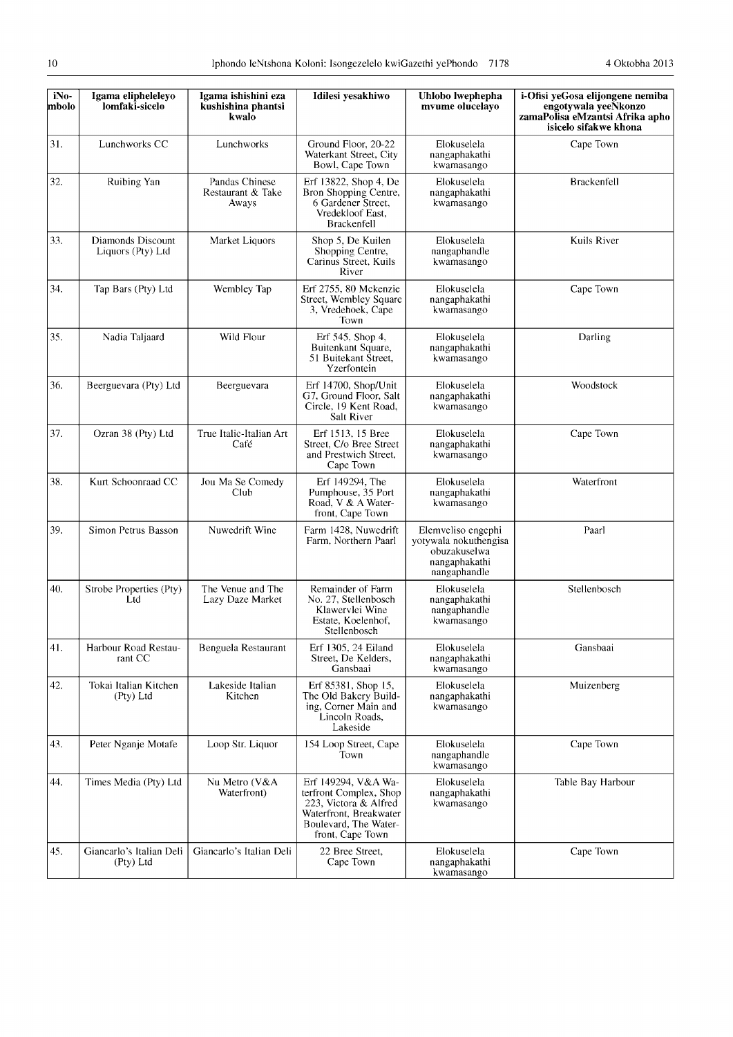| iNombolo | Igama elipheleleyo lomfaki-sicelo | Igama ishishini eza kushishina phantsi kwalo | Idilesi yesakhiwo | Uhlobo lwephepha mvume olucelayo | i-Ofisi yeGosa elijongene nemiba engotywala yeeNkonzo zamaPolisa eMzantsi Afrika apho isicelo sifakwe khona |
|---|---|---|---|---|---|
| 31. | Lunchworks CC | Lunchworks | Ground Floor, 20-22 Waterkant Street, City Bowl, Cape Town | Elokuselela nangaphakathi kwamasango | Cape Town |
| 32. | Ruibing Yan | Pandas Chinese Restaurant & Take Aways | Erf 13822, Shop 4, De Bron Shopping Centre, 6 Gardener Street, Vredekloof East, Brackenfell | Elokuselela nangaphakathi kwamasango | Brackenfell |
| 33. | Diamonds Discount Liquors (Pty) Ltd | Market Liquors | Shop 5, De Kuilen Shopping Centre, Carinus Street, Kuils River | Elokuselela nangaphandle kwamasango | Kuils River |
| 34. | Tap Bars (Pty) Ltd | Wembley Tap | Erf 2755, 80 Mckenzie Street, Wembley Square 3, Vredehoek, Cape Town | Elokuselela nangaphakathi kwamasango | Cape Town |
| 35. | Nadia Taljaard | Wild Flour | Erf 545, Shop 4, Buitenkant Square, 51 Buitekant Street, Yzerfontein | Elokuselela nangaphakathi kwamasango | Darling |
| 36. | Beerguevara (Pty) Ltd | Beerguevara | Erf 14700, Shop/Unit G7, Ground Floor, Salt Circle, 19 Kent Road, Salt River | Elokuselela nangaphakathi kwamasango | Woodstock |
| 37. | Ozran 38 (Pty) Ltd | True Italic-Italian Art Café | Erf 1513, 15 Bree Street, C/o Bree Street and Prestwich Street, Cape Town | Elokuselela nangaphakathi kwamasango | Cape Town |
| 38. | Kurt Schoonraad CC | Jou Ma Se Comedy Club | Erf 149294, The Pumphouse, 35 Port Road, V & A Waterfront, Cape Town | Elokuselela nangaphakathi kwamasango | Waterfront |
| 39. | Simon Petrus Basson | Nuwedrift Wine | Farm 1428, Nuwedrift Farm, Northern Paarl | Elemveliso engephi yotywala nokuthengisa obuzakuselwa nangaphakathi nangaphandle | Paarl |
| 40. | Strobe Properties (Pty) Ltd | The Venue and The Lazy Daze Market | Remainder of Farm No. 27, Stellenbosch Klawervlei Wine Estate, Koelenhof, Stellenbosch | Elokuselela nangaphakathi nangaphandle kwamasango | Stellenbosch |
| 41. | Harbour Road Restaurant CC | Benguela Restaurant | Erf 1305, 24 Eiland Street, De Kelders, Gansbaai | Elokuselela nangaphakathi kwamasango | Gansbaai |
| 42. | Tokai Italian Kitchen (Pty) Ltd | Lakeside Italian Kitchen | Erf 85381, Shop 15, The Old Bakery Building, Corner Main and Lincoln Roads, Lakeside | Elokuselela nangaphakathi kwamasango | Muizenberg |
| 43. | Peter Nganje Motafe | Loop Str. Liquor | 154 Loop Street, Cape Town | Elokuselela nangaphandle kwamasango | Cape Town |
| 44. | Times Media (Pty) Ltd | Nu Metro (V&A Waterfront) | Erf 149294, V&A Waterfront Complex, Shop 223, Victora & Alfred Waterfront, Breakwater Boulevard, The Waterfront, Cape Town | Elokuselela nangaphakathi kwamasango | Table Bay Harbour |
| 45. | Giancarlo's Italian Deli (Pty) Ltd | Giancarlo's Italian Deli | 22 Bree Street, Cape Town | Elokuselela nangaphakathi kwamasango | Cape Town |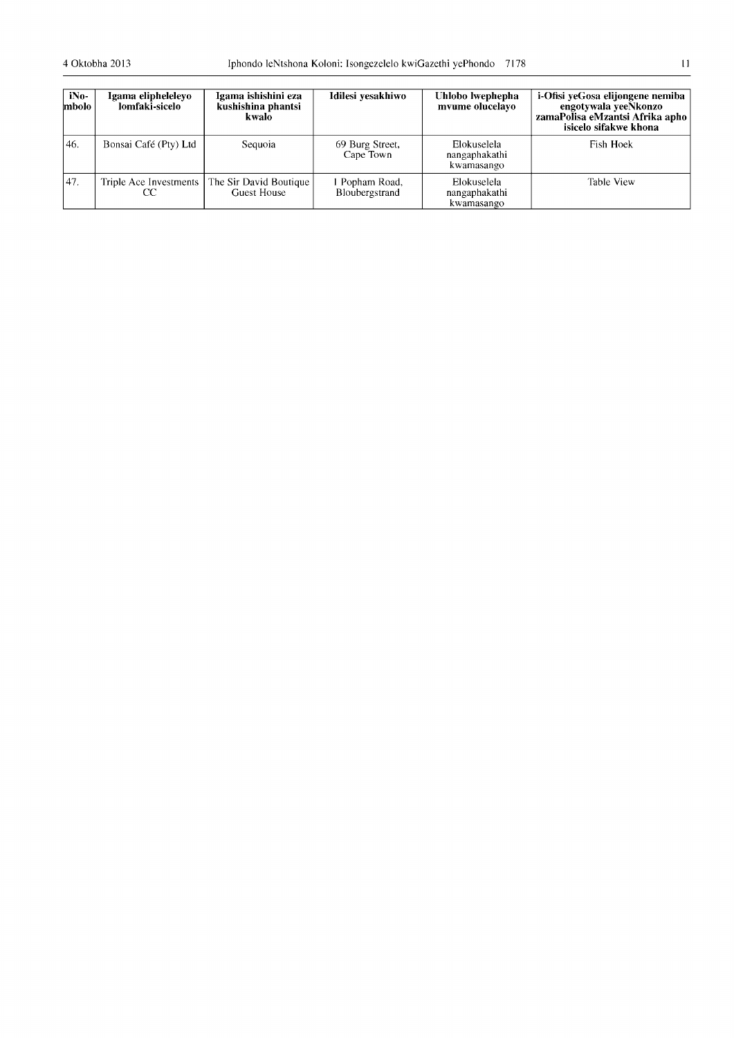| iNo-mbolo | Igama elipheleleyo lomfaki-sicelo | Igama ishishini eza kushishina phantsi kwalo | Idilesi yesakhiwo | Uhlobo lwephepha mvume olucelayo | i-Ofisi yeGosa elijongene nemiba engotywala yeeNkonzo zamaPolisa eMzantsi Afrika apho isicelo sifakwe khona |
|---|---|---|---|---|---|
| 46. | Bonsai Café (Pty) Ltd | Sequoia | 69 Burg Street, Cape Town | Elokuselela nangaphakathi kwamasango | Fish Hoek |
| 47. | Triple Ace Investments CC | The Sir David Boutique Guest House | 1 Popham Road, Bloubergstrand | Elokuselela nangaphakathi kwamasango | Table View |